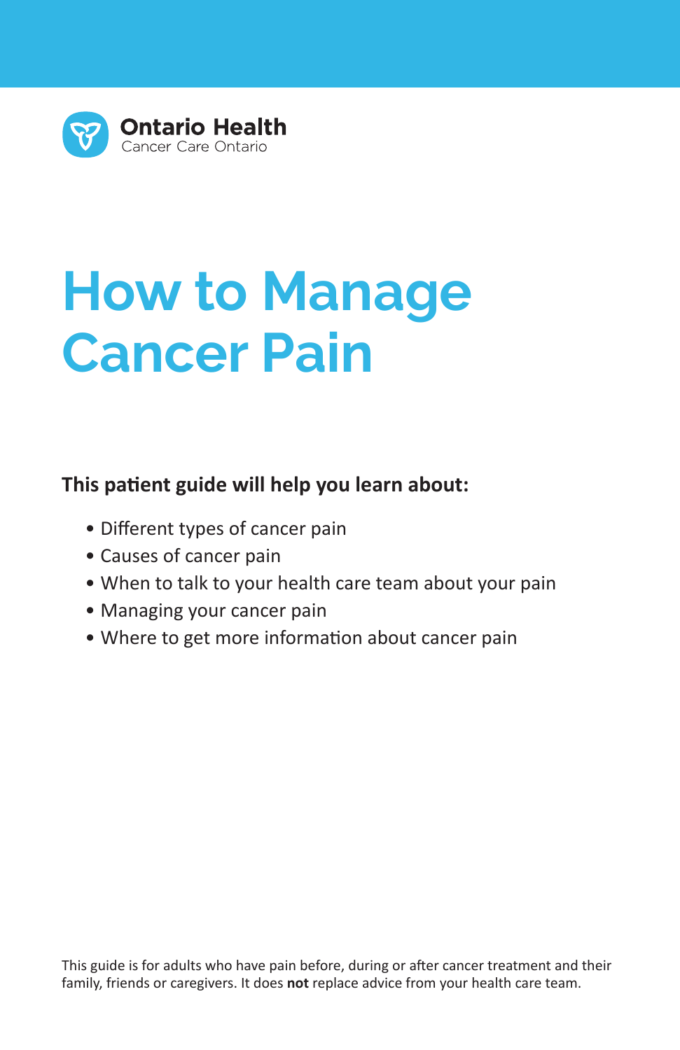Ontario Health
Cancer Care Ontario

# How to Manage Cancer Pain

**This patient guide will help you learn about:**

- Different types of cancer pain
- Causes of cancer pain
- When to talk to your health care team about your pain
- Managing your cancer pain
- Where to get more information about cancer pain

This guide is for adults who have pain before, during or after cancer treatment and their family, friends or caregivers. It does **not** replace advice from your health care team.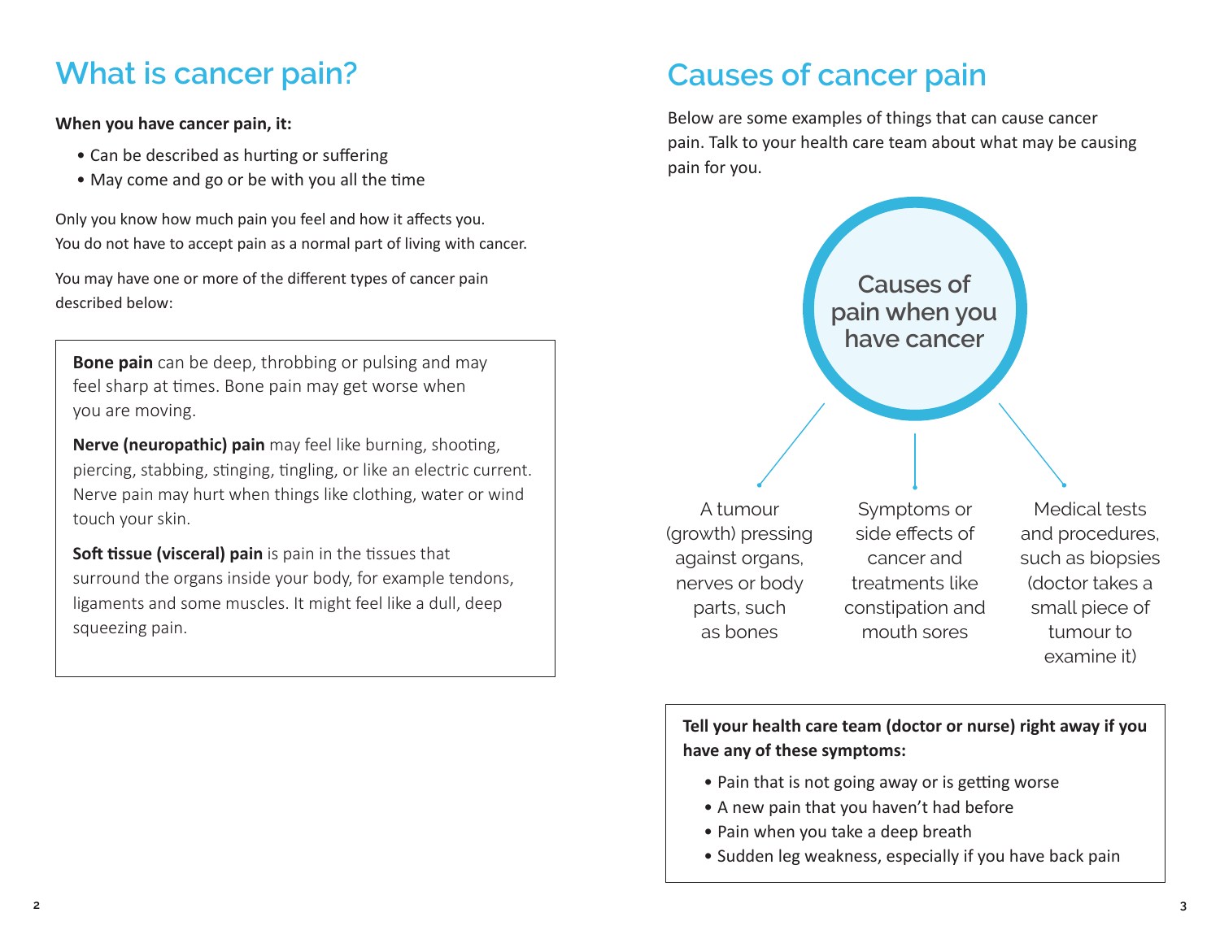# What is cancer pain?

**When you have cancer pain, it:**

- Can be described as hurting or suffering
- May come and go or be with you all the time

Only you know how much pain you feel and how it affects you. You do not have to accept pain as a normal part of living with cancer.

You may have one or more of the different types of cancer pain described below:

**Bone pain** can be deep, throbbing or pulsing and may feel sharp at times. Bone pain may get worse when you are moving.

**Nerve (neuropathic) pain** may feel like burning, shooting, piercing, stabbing, stinging, tingling, or like an electric current. Nerve pain may hurt when things like clothing, water or wind touch your skin.

**Soft tissue (visceral) pain** is pain in the tissues that surround the organs inside your body, for example tendons, ligaments and some muscles. It might feel like a dull, deep squeezing pain.

# Causes of cancer pain

Below are some examples of things that can cause cancer pain. Talk to your health care team about what may be causing pain for you.

**Causes of pain when you have cancer**

- A tumour (growth) pressing against organs, nerves or body parts, such as bones
- Symptoms or side effects of cancer and treatments like constipation and mouth sores
- Medical tests and procedures, such as biopsies (doctor takes a small piece of tumour to examine it)

**Tell your health care team (doctor or nurse) right away if you have any of these symptoms:**

- Pain that is not going away or is getting worse
- A new pain that you haven't had before
- Pain when you take a deep breath
- Sudden leg weakness, especially if you have back pain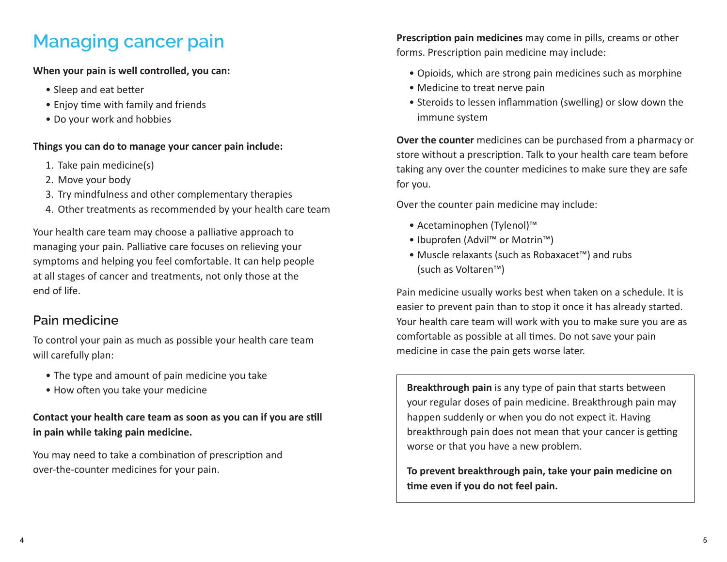# Managing cancer pain

**When your pain is well controlled, you can:**

- Sleep and eat better
- Enjoy time with family and friends
- Do your work and hobbies

**Things you can do to manage your cancer pain include:**

1. Take pain medicine(s)
2. Move your body
3. Try mindfulness and other complementary therapies
4. Other treatments as recommended by your health care team

Your health care team may choose a palliative approach to managing your pain. Palliative care focuses on relieving your symptoms and helping you feel comfortable. It can help people at all stages of cancer and treatments, not only those at the end of life.

## Pain medicine

To control your pain as much as possible your health care team will carefully plan:

- The type and amount of pain medicine you take
- How often you take your medicine

**Contact your health care team as soon as you can if you are still in pain while taking pain medicine.**

You may need to take a combination of prescription and over-the-counter medicines for your pain.

**Prescription pain medicines** may come in pills, creams or other forms. Prescription pain medicine may include:

- Opioids, which are strong pain medicines such as morphine
- Medicine to treat nerve pain
- Steroids to lessen inflammation (swelling) or slow down the immune system

**Over the counter** medicines can be purchased from a pharmacy or store without a prescription. Talk to your health care team before taking any over the counter medicines to make sure they are safe for you.

Over the counter pain medicine may include:

- Acetaminophen (Tylenol)™
- Ibuprofen (Advil™ or Motrin™)
- Muscle relaxants (such as Robaxacet™) and rubs (such as Voltaren™)

Pain medicine usually works best when taken on a schedule. It is easier to prevent pain than to stop it once it has already started. Your health care team will work with you to make sure you are as comfortable as possible at all times. Do not save your pain medicine in case the pain gets worse later.

**Breakthrough pain** is any type of pain that starts between your regular doses of pain medicine. Breakthrough pain may happen suddenly or when you do not expect it. Having breakthrough pain does not mean that your cancer is getting worse or that you have a new problem.

**To prevent breakthrough pain, take your pain medicine on time even if you do not feel pain.**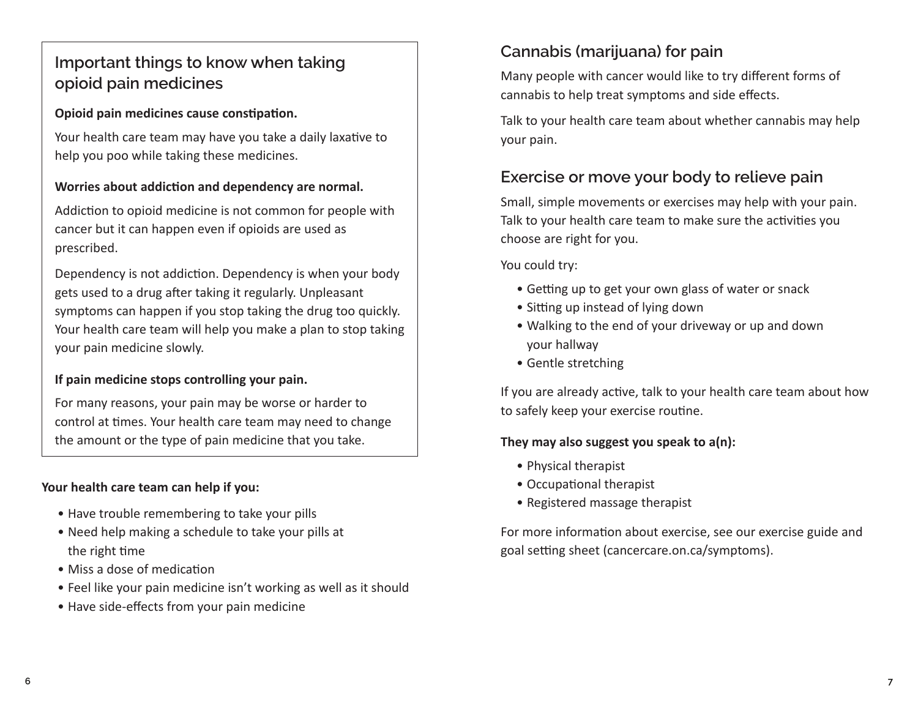## Important things to know when taking opioid pain medicines

**Opioid pain medicines cause constipation.**

Your health care team may have you take a daily laxative to help you poo while taking these medicines.

**Worries about addiction and dependency are normal.**

Addiction to opioid medicine is not common for people with cancer but it can happen even if opioids are used as prescribed.

Dependency is not addiction. Dependency is when your body gets used to a drug after taking it regularly. Unpleasant symptoms can happen if you stop taking the drug too quickly. Your health care team will help you make a plan to stop taking your pain medicine slowly.

**If pain medicine stops controlling your pain.**

For many reasons, your pain may be worse or harder to control at times. Your health care team may need to change the amount or the type of pain medicine that you take.

**Your health care team can help if you:**

- Have trouble remembering to take your pills
- Need help making a schedule to take your pills at the right time
- Miss a dose of medication
- Feel like your pain medicine isn't working as well as it should
- Have side-effects from your pain medicine

## Cannabis (marijuana) for pain

Many people with cancer would like to try different forms of cannabis to help treat symptoms and side effects.

Talk to your health care team about whether cannabis may help your pain.

## Exercise or move your body to relieve pain

Small, simple movements or exercises may help with your pain. Talk to your health care team to make sure the activities you choose are right for you.

You could try:

- Getting up to get your own glass of water or snack
- Sitting up instead of lying down
- Walking to the end of your driveway or up and down your hallway
- Gentle stretching

If you are already active, talk to your health care team about how to safely keep your exercise routine.

**They may also suggest you speak to a(n):**

- Physical therapist
- Occupational therapist
- Registered massage therapist

For more information about exercise, see our exercise guide and goal setting sheet (cancercare.on.ca/symptoms).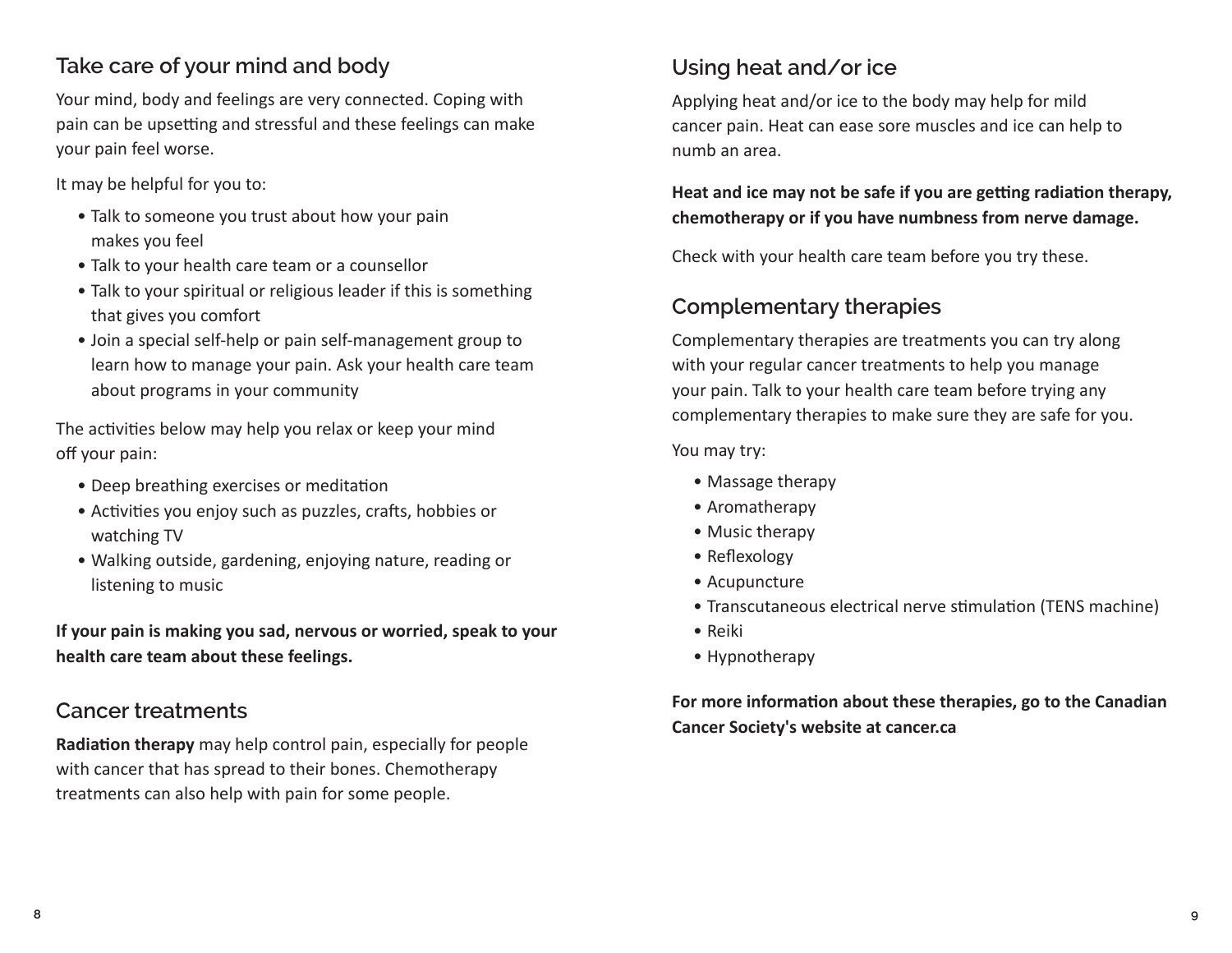## Take care of your mind and body

Your mind, body and feelings are very connected. Coping with pain can be upsetting and stressful and these feelings can make your pain feel worse.

It may be helpful for you to:

- Talk to someone you trust about how your pain makes you feel
- Talk to your health care team or a counsellor
- Talk to your spiritual or religious leader if this is something that gives you comfort
- Join a special self-help or pain self-management group to learn how to manage your pain. Ask your health care team about programs in your community

The activities below may help you relax or keep your mind off your pain:

- Deep breathing exercises or meditation
- Activities you enjoy such as puzzles, crafts, hobbies or watching TV
- Walking outside, gardening, enjoying nature, reading or listening to music

**If your pain is making you sad, nervous or worried, speak to your health care team about these feelings.**

## Cancer treatments

**Radiation therapy** may help control pain, especially for people with cancer that has spread to their bones. Chemotherapy treatments can also help with pain for some people.

## Using heat and/or ice

Applying heat and/or ice to the body may help for mild cancer pain. Heat can ease sore muscles and ice can help to numb an area.

**Heat and ice may not be safe if you are getting radiation therapy, chemotherapy or if you have numbness from nerve damage.**

Check with your health care team before you try these.

## Complementary therapies

Complementary therapies are treatments you can try along with your regular cancer treatments to help you manage your pain. Talk to your health care team before trying any complementary therapies to make sure they are safe for you.

You may try:

- Massage therapy
- Aromatherapy
- Music therapy
- Reflexology
- Acupuncture
- Transcutaneous electrical nerve stimulation (TENS machine)
- Reiki
- Hypnotherapy

**For more information about these therapies, go to the Canadian Cancer Society's website at cancer.ca**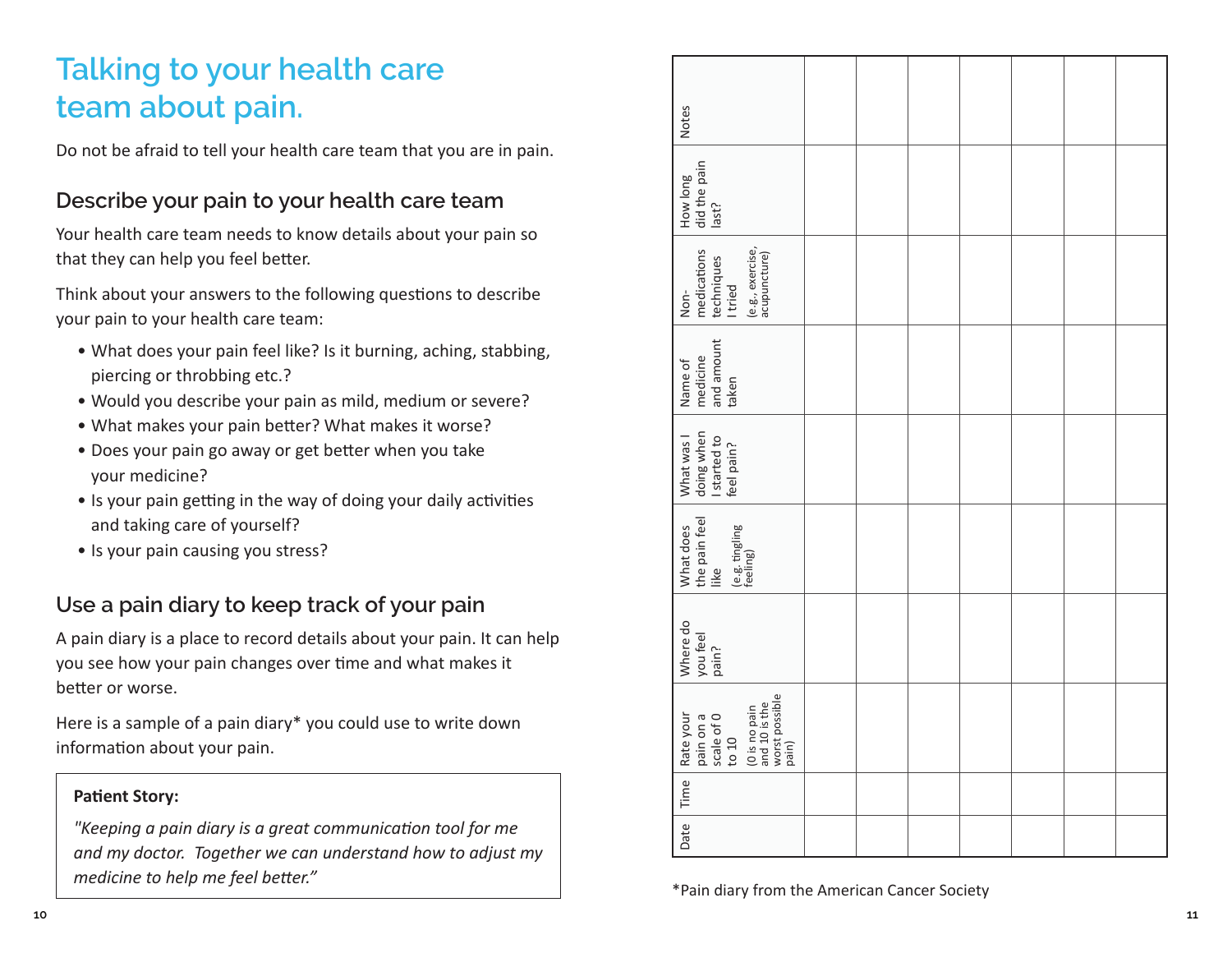# Talking to your health care team about pain.

Do not be afraid to tell your health care team that you are in pain.

## Describe your pain to your health care team

Your health care team needs to know details about your pain so that they can help you feel better.

Think about your answers to the following questions to describe your pain to your health care team:

- What does your pain feel like? Is it burning, aching, stabbing, piercing or throbbing etc.?
- Would you describe your pain as mild, medium or severe?
- What makes your pain better? What makes it worse?
- Does your pain go away or get better when you take your medicine?
- Is your pain getting in the way of doing your daily activities and taking care of yourself?
- Is your pain causing you stress?

## Use a pain diary to keep track of your pain

A pain diary is a place to record details about your pain. It can help you see how your pain changes over time and what makes it better or worse.

Here is a sample of a pain diary* you could use to write down information about your pain.

> **Patient Story:**
>
> *"Keeping a pain diary is a great communication tool for me and my doctor. Together we can understand how to adjust my medicine to help me feel better."*

| Date | Time | Rate your pain on a scale of 0 to 10 (0 is no pain and 10 is the worst possible pain) | Where do you feel pain? | What does the pain feel like (e.g. tingling feeling) | What was I doing when I started to feel pain? | Name of medicine and amount taken | Non-medications techniques I tried (e.g., exercise, acupuncture) | How long did the pain last? | Notes |
|---|---|---|---|---|---|---|---|---|---|
| | | | | | | | | | |
| | | | | | | | | | |
| | | | | | | | | | |
| | | | | | | | | | |
| | | | | | | | | | |
| | | | | | | | | | |
| | | | | | | | | | |

*Pain diary from the American Cancer Society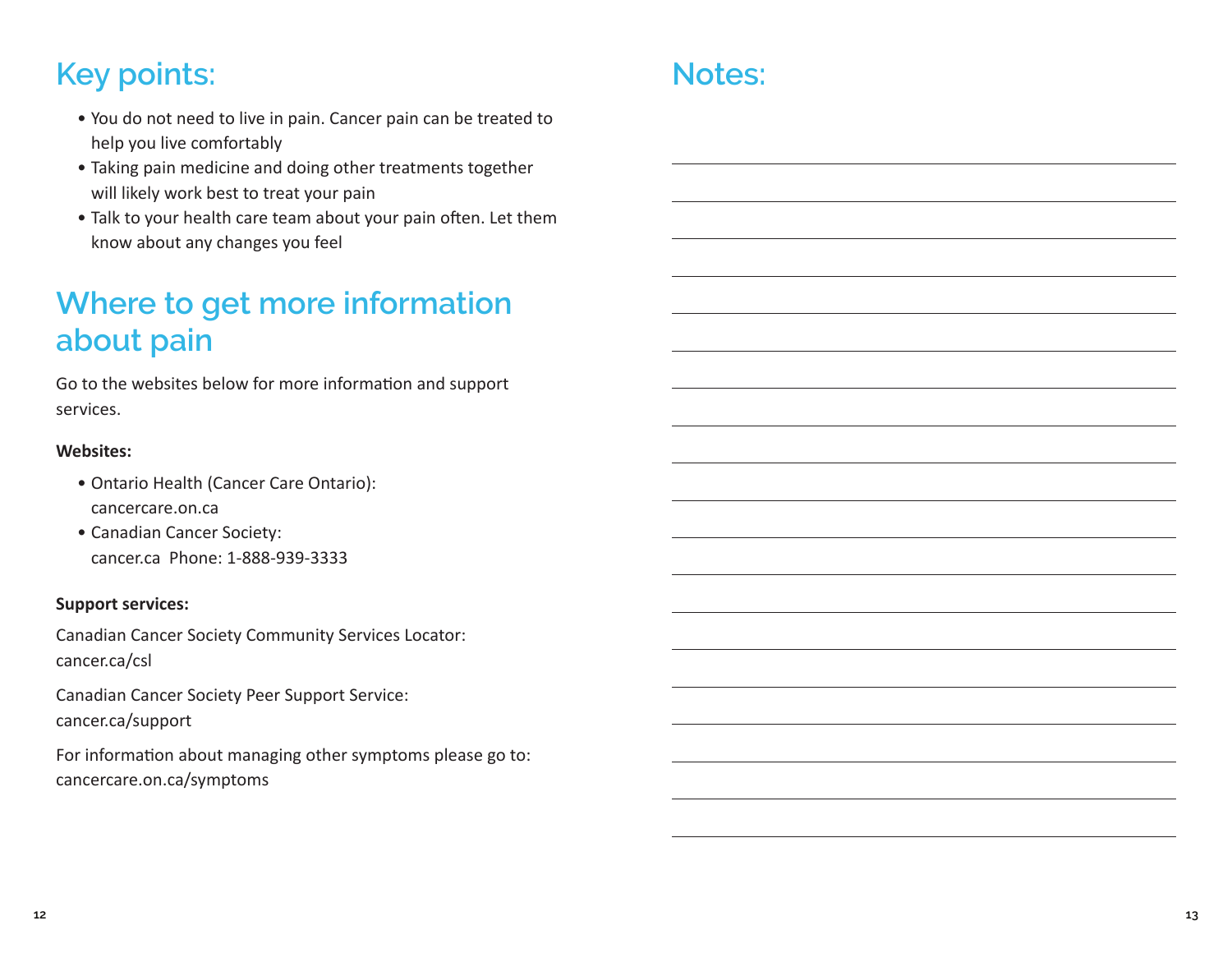## Key points:

- You do not need to live in pain. Cancer pain can be treated to help you live comfortably
- Taking pain medicine and doing other treatments together will likely work best to treat your pain
- Talk to your health care team about your pain often. Let them know about any changes you feel

## Where to get more information about pain

Go to the websites below for more information and support services.

**Websites:**

- Ontario Health (Cancer Care Ontario): cancercare.on.ca
- Canadian Cancer Society: cancer.ca  Phone: 1-888-939-3333

**Support services:**

Canadian Cancer Society Community Services Locator: cancer.ca/csl

Canadian Cancer Society Peer Support Service: cancer.ca/support

For information about managing other symptoms please go to: cancercare.on.ca/symptoms

## Notes: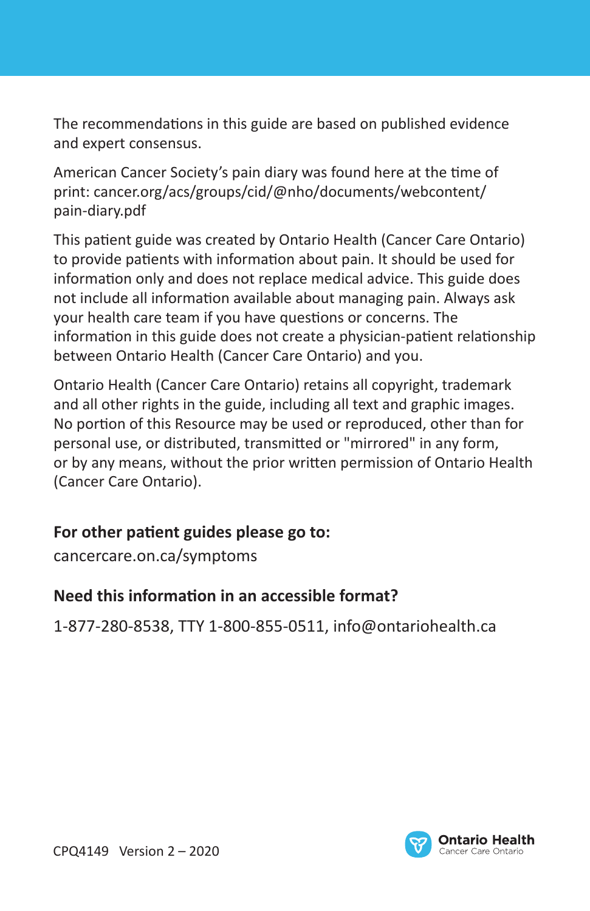The recommendations in this guide are based on published evidence and expert consensus.

American Cancer Society's pain diary was found here at the time of print: cancer.org/acs/groups/cid/@nho/documents/webcontent/pain-diary.pdf

This patient guide was created by Ontario Health (Cancer Care Ontario) to provide patients with information about pain. It should be used for information only and does not replace medical advice. This guide does not include all information available about managing pain. Always ask your health care team if you have questions or concerns. The information in this guide does not create a physician-patient relationship between Ontario Health (Cancer Care Ontario) and you.

Ontario Health (Cancer Care Ontario) retains all copyright, trademark and all other rights in the guide, including all text and graphic images. No portion of this Resource may be used or reproduced, other than for personal use, or distributed, transmitted or "mirrored" in any form, or by any means, without the prior written permission of Ontario Health (Cancer Care Ontario).

**For other patient guides please go to:**

cancercare.on.ca/symptoms

**Need this information in an accessible format?**

1-877-280-8538, TTY 1-800-855-0511, info@ontariohealth.ca

CPQ4149 Version 2 – 2020

Ontario Health
Cancer Care Ontario